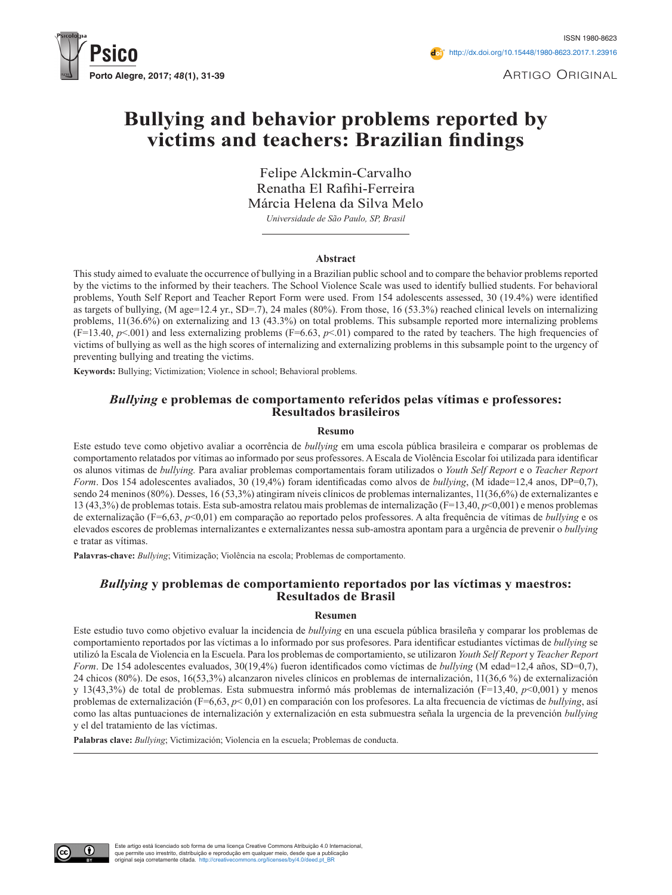ISSN 1980-8623

http://dx.doi.org/10.15448/1980-8623.2017.1.23916

Artigo Original

# Bullying and behavior problems reported by victims and teachers: Brazilian findings

Felipe Alckmin-Carvalho
Renatha El Rafihi-Ferreira
Márcia Helena da Silva Melo

*Universidade de São Paulo, SP, Brasil*

## Abstract

This study aimed to evaluate the occurrence of bullying in a Brazilian public school and to compare the behavior problems reported by the victims to the informed by their teachers. The School Violence Scale was used to identify bullied students. For behavioral problems, Youth Self Report and Teacher Report Form were used. From 154 adolescents assessed, 30 (19.4%) were identified as targets of bullying, (M age=12.4 yr., SD=.7), 24 males (80%). From those, 16 (53.3%) reached clinical levels on internalizing problems, 11(36.6%) on externalizing and 13 (43.3%) on total problems. This subsample reported more internalizing problems (F=13.40, $p$<.001) and less externalizing problems (F=6.63, $p$<.01) compared to the rated by teachers. The high frequencies of victims of bullying as well as the high scores of internalizing and externalizing problems in this subsample point to the urgency of preventing bullying and treating the victims.

**Keywords:** Bullying; Victimization; Violence in school; Behavioral problems.

## *Bullying* e problemas de comportamento referidos pelas vítimas e professores: Resultados brasileiros

### Resumo

Este estudo teve como objetivo avaliar a ocorrência de *bullying* em uma escola pública brasileira e comparar os problemas de comportamento relatados por vítimas ao informado por seus professores. A Escala de Violência Escolar foi utilizada para identificar os alunos vitimas de *bullying.* Para avaliar problemas comportamentais foram utilizados o *Youth Self Report* e o *Teacher Report Form*. Dos 154 adolescentes avaliados, 30 (19,4%) foram identificadas como alvos de *bullying*, (M idade=12,4 anos, DP=0,7), sendo 24 meninos (80%). Desses, 16 (53,3%) atingiram níveis clínicos de problemas internalizantes, 11(36,6%) de externalizantes e 13 (43,3%) de problemas totais. Esta sub-amostra relatou mais problemas de internalização (F=13,40, $p$<0,001) e menos problemas de externalização (F=6,63, $p$<0,01) em comparação ao reportado pelos professores. A alta frequência de vítimas de *bullying* e os elevados escores de problemas internalizantes e externalizantes nessa sub-amostra apontam para a urgência de prevenir o *bullying* e tratar as vítimas.

**Palavras-chave:** *Bullying*; Vitimização; Violência na escola; Problemas de comportamento.

## *Bullying* y problemas de comportamiento reportados por las víctimas y maestros: Resultados de Brasil

### Resumen

Este estudio tuvo como objetivo evaluar la incidencia de *bullying* en una escuela pública brasileña y comparar los problemas de comportamiento reportados por las víctimas a lo informado por sus profesores. Para identificar estudiantes víctimas de *bullying* se utilizó la Escala de Violencia en la Escuela. Para los problemas de comportamiento, se utilizaron *Youth Self Report* y *Teacher Report Form*. De 154 adolescentes evaluados, 30(19,4%) fueron identificados como víctimas de *bullying* (M edad=12,4 años, SD=0,7), 24 chicos (80%). De esos, 16(53,3%) alcanzaron niveles clínicos en problemas de internalización, 11(36,6 %) de externalización y 13(43,3%) de total de problemas. Esta submuestra informó más problemas de internalización (F=13,40, $p$<0,001) y menos problemas de externalización (F=6,63, $p$< 0,01) en comparación con los profesores. La alta frecuencia de víctimas de *bullying*, así como las altas puntuaciones de internalización y externalización en esta submuestra señala la urgencia de la prevención *bullying* y el del tratamiento de las víctimas.

**Palabras clave:** *Bullying*; Victimización; Violencia en la escuela; Problemas de conducta.

Este artigo está licenciado sob forma de uma licença Creative Commons Atribuição 4.0 Internacional, que permite uso irrestrito, distribuição e reprodução em qualquer meio, desde que a publicação original seja corretamente citada. http://creativecommons.org/licenses/by/4.0/deed.pt_BR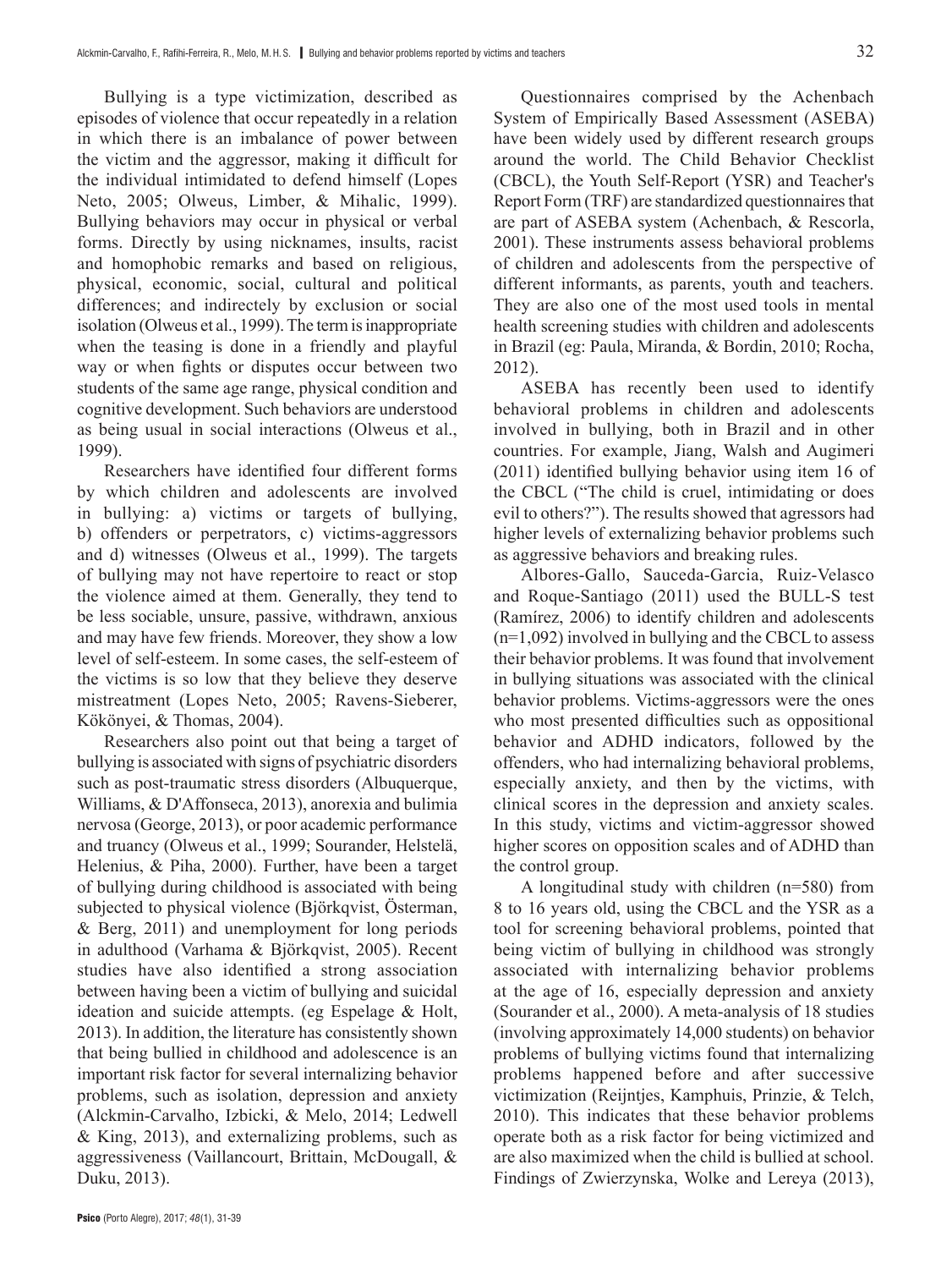Bullying is a type victimization, described as episodes of violence that occur repeatedly in a relation in which there is an imbalance of power between the victim and the aggressor, making it difficult for the individual intimidated to defend himself (Lopes Neto, 2005; Olweus, Limber, & Mihalic, 1999). Bullying behaviors may occur in physical or verbal forms. Directly by using nicknames, insults, racist and homophobic remarks and based on religious, physical, economic, social, cultural and political differences; and indirectely by exclusion or social isolation (Olweus et al., 1999). The term is inappropriate when the teasing is done in a friendly and playful way or when fights or disputes occur between two students of the same age range, physical condition and cognitive development. Such behaviors are understood as being usual in social interactions (Olweus et al., 1999).

Researchers have identified four different forms by which children and adolescents are involved in bullying: a) victims or targets of bullying, b) offenders or perpetrators, c) victims-aggressors and d) witnesses (Olweus et al., 1999). The targets of bullying may not have repertoire to react or stop the violence aimed at them. Generally, they tend to be less sociable, unsure, passive, withdrawn, anxious and may have few friends. Moreover, they show a low level of self-esteem. In some cases, the self-esteem of the victims is so low that they believe they deserve mistreatment (Lopes Neto, 2005; Ravens-Sieberer, Kökönyei, & Thomas, 2004).

Researchers also point out that being a target of bullying is associated with signs of psychiatric disorders such as post-traumatic stress disorders (Albuquerque, Williams, & D'Affonseca, 2013), anorexia and bulimia nervosa (George, 2013), or poor academic performance and truancy (Olweus et al., 1999; Sourander, Helstelä, Helenius, & Piha, 2000). Further, have been a target of bullying during childhood is associated with being subjected to physical violence (Björkqvist, Österman, & Berg, 2011) and unemployment for long periods in adulthood (Varhama & Björkqvist, 2005). Recent studies have also identified a strong association between having been a victim of bullying and suicidal ideation and suicide attempts. (eg Espelage & Holt, 2013). In addition, the literature has consistently shown that being bullied in childhood and adolescence is an important risk factor for several internalizing behavior problems, such as isolation, depression and anxiety (Alckmin-Carvalho, Izbicki, & Melo, 2014; Ledwell & King, 2013), and externalizing problems, such as aggressiveness (Vaillancourt, Brittain, McDougall, & Duku, 2013).

Questionnaires comprised by the Achenbach System of Empirically Based Assessment (ASEBA) have been widely used by different research groups around the world. The Child Behavior Checklist (CBCL), the Youth Self-Report (YSR) and Teacher's Report Form (TRF) are standardized questionnaires that are part of ASEBA system (Achenbach, & Rescorla, 2001). These instruments assess behavioral problems of children and adolescents from the perspective of different informants, as parents, youth and teachers. They are also one of the most used tools in mental health screening studies with children and adolescents in Brazil (eg: Paula, Miranda, & Bordin, 2010; Rocha, 2012).

ASEBA has recently been used to identify behavioral problems in children and adolescents involved in bullying, both in Brazil and in other countries. For example, Jiang, Walsh and Augimeri (2011) identified bullying behavior using item 16 of the CBCL ("The child is cruel, intimidating or does evil to others?"). The results showed that agressors had higher levels of externalizing behavior problems such as aggressive behaviors and breaking rules.

Albores-Gallo, Sauceda-Garcia, Ruiz-Velasco and Roque-Santiago (2011) used the BULL-S test (Ramírez, 2006) to identify children and adolescents (n=1,092) involved in bullying and the CBCL to assess their behavior problems. It was found that involvement in bullying situations was associated with the clinical behavior problems. Victims-aggressors were the ones who most presented difficulties such as oppositional behavior and ADHD indicators, followed by the offenders, who had internalizing behavioral problems, especially anxiety, and then by the victims, with clinical scores in the depression and anxiety scales. In this study, victims and victim-aggressor showed higher scores on opposition scales and of ADHD than the control group.

A longitudinal study with children (n=580) from 8 to 16 years old, using the CBCL and the YSR as a tool for screening behavioral problems, pointed that being victim of bullying in childhood was strongly associated with internalizing behavior problems at the age of 16, especially depression and anxiety (Sourander et al., 2000). A meta-analysis of 18 studies (involving approximately 14,000 students) on behavior problems of bullying victims found that internalizing problems happened before and after successive victimization (Reijntjes, Kamphuis, Prinzie, & Telch, 2010). This indicates that these behavior problems operate both as a risk factor for being victimized and are also maximized when the child is bullied at school. Findings of Zwierzynska, Wolke and Lereya (2013),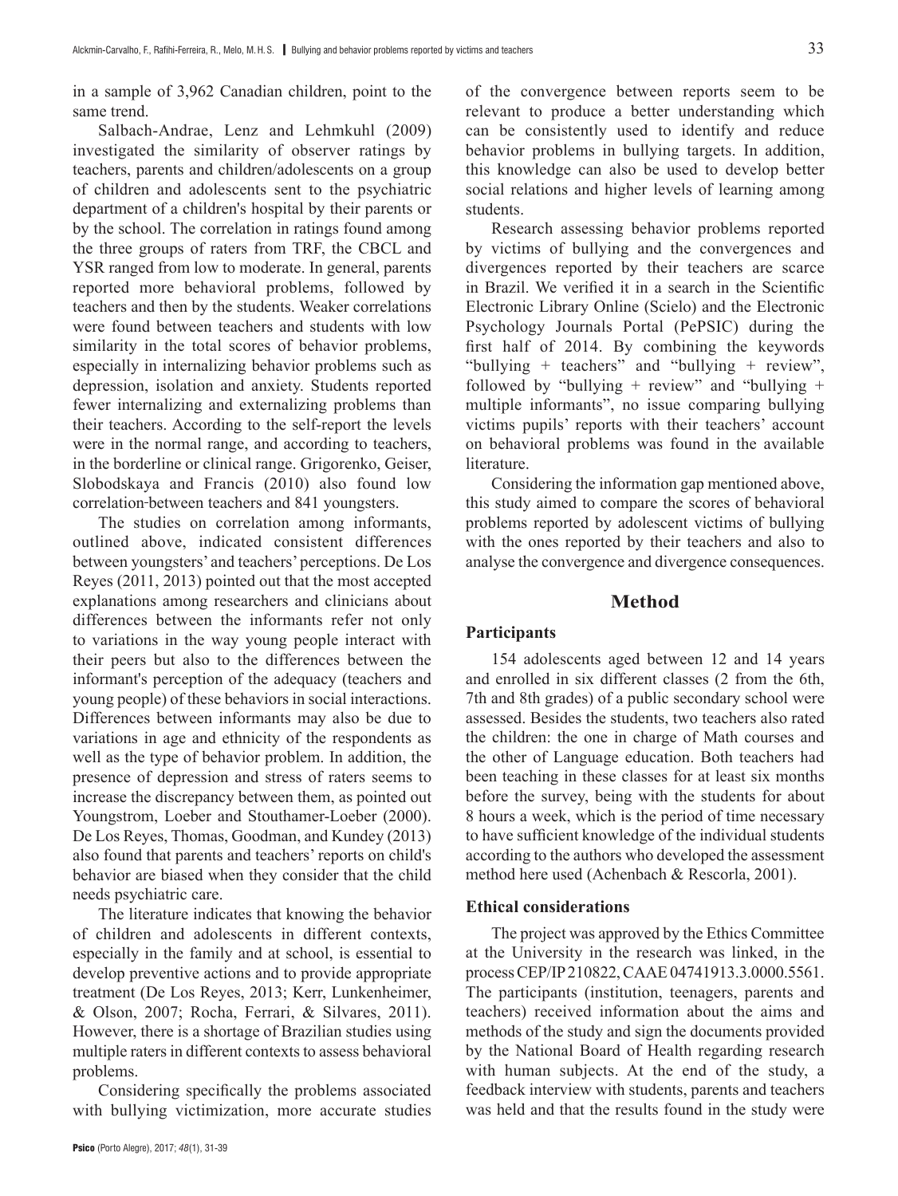in a sample of 3,962 Canadian children, point to the same trend.

Salbach-Andrae, Lenz and Lehmkuhl (2009) investigated the similarity of observer ratings by teachers, parents and children/adolescents on a group of children and adolescents sent to the psychiatric department of a children's hospital by their parents or by the school. The correlation in ratings found among the three groups of raters from TRF, the CBCL and YSR ranged from low to moderate. In general, parents reported more behavioral problems, followed by teachers and then by the students. Weaker correlations were found between teachers and students with low similarity in the total scores of behavior problems, especially in internalizing behavior problems such as depression, isolation and anxiety. Students reported fewer internalizing and externalizing problems than their teachers. According to the self-report the levels were in the normal range, and according to teachers, in the borderline or clinical range. Grigorenko, Geiser, Slobodskaya and Francis (2010) also found low correlation between teachers and 841 youngsters.

The studies on correlation among informants, outlined above, indicated consistent differences between youngsters' and teachers' perceptions. De Los Reyes (2011, 2013) pointed out that the most accepted explanations among researchers and clinicians about differences between the informants refer not only to variations in the way young people interact with their peers but also to the differences between the informant's perception of the adequacy (teachers and young people) of these behaviors in social interactions. Differences between informants may also be due to variations in age and ethnicity of the respondents as well as the type of behavior problem. In addition, the presence of depression and stress of raters seems to increase the discrepancy between them, as pointed out Youngstrom, Loeber and Stouthamer-Loeber (2000). De Los Reyes, Thomas, Goodman, and Kundey (2013) also found that parents and teachers' reports on child's behavior are biased when they consider that the child needs psychiatric care.

The literature indicates that knowing the behavior of children and adolescents in different contexts, especially in the family and at school, is essential to develop preventive actions and to provide appropriate treatment (De Los Reyes, 2013; Kerr, Lunkenheimer, & Olson, 2007; Rocha, Ferrari, & Silvares, 2011). However, there is a shortage of Brazilian studies using multiple raters in different contexts to assess behavioral problems.

Considering specifically the problems associated with bullying victimization, more accurate studies of the convergence between reports seem to be relevant to produce a better understanding which can be consistently used to identify and reduce behavior problems in bullying targets. In addition, this knowledge can also be used to develop better social relations and higher levels of learning among students.

Research assessing behavior problems reported by victims of bullying and the convergences and divergences reported by their teachers are scarce in Brazil. We verified it in a search in the Scientific Electronic Library Online (Scielo) and the Electronic Psychology Journals Portal (PePSIC) during the first half of 2014. By combining the keywords "bullying + teachers" and "bullying + review", followed by "bullying + review" and "bullying + multiple informants", no issue comparing bullying victims pupils' reports with their teachers' account on behavioral problems was found in the available literature.

Considering the information gap mentioned above, this study aimed to compare the scores of behavioral problems reported by adolescent victims of bullying with the ones reported by their teachers and also to analyse the convergence and divergence consequences.

## Method

### Participants

154 adolescents aged between 12 and 14 years and enrolled in six different classes (2 from the 6th, 7th and 8th grades) of a public secondary school were assessed. Besides the students, two teachers also rated the children: the one in charge of Math courses and the other of Language education. Both teachers had been teaching in these classes for at least six months before the survey, being with the students for about 8 hours a week, which is the period of time necessary to have sufficient knowledge of the individual students according to the authors who developed the assessment method here used (Achenbach & Rescorla, 2001).

### Ethical considerations

The project was approved by the Ethics Committee at the University in the research was linked, in the process CEP/IP 210822, CAAE 04741913.3.0000.5561. The participants (institution, teenagers, parents and teachers) received information about the aims and methods of the study and sign the documents provided by the National Board of Health regarding research with human subjects. At the end of the study, a feedback interview with students, parents and teachers was held and that the results found in the study were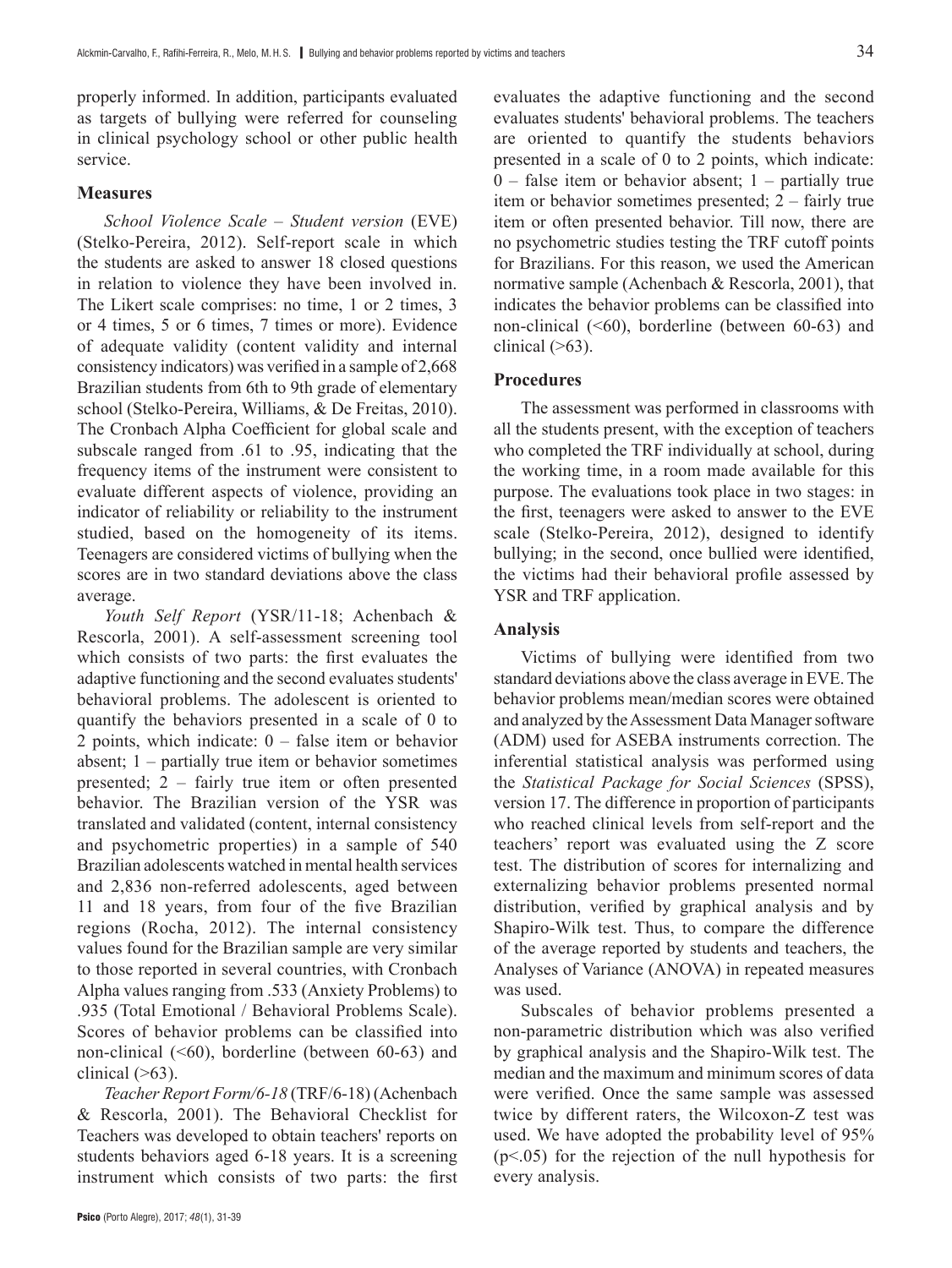properly informed. In addition, participants evaluated as targets of bullying were referred for counseling in clinical psychology school or other public health service.

## Measures

*School Violence Scale – Student version* (EVE) (Stelko-Pereira, 2012). Self-report scale in which the students are asked to answer 18 closed questions in relation to violence they have been involved in. The Likert scale comprises: no time, 1 or 2 times, 3 or 4 times, 5 or 6 times, 7 times or more). Evidence of adequate validity (content validity and internal consistency indicators) was verified in a sample of 2,668 Brazilian students from 6th to 9th grade of elementary school (Stelko-Pereira, Williams, & De Freitas, 2010). The Cronbach Alpha Coefficient for global scale and subscale ranged from .61 to .95, indicating that the frequency items of the instrument were consistent to evaluate different aspects of violence, providing an indicator of reliability or reliability to the instrument studied, based on the homogeneity of its items. Teenagers are considered victims of bullying when the scores are in two standard deviations above the class average.

*Youth Self Report* (YSR/11-18; Achenbach & Rescorla, 2001). A self-assessment screening tool which consists of two parts: the first evaluates the adaptive functioning and the second evaluates students' behavioral problems. The adolescent is oriented to quantify the behaviors presented in a scale of 0 to 2 points, which indicate: 0 – false item or behavior absent; 1 – partially true item or behavior sometimes presented; 2 – fairly true item or often presented behavior. The Brazilian version of the YSR was translated and validated (content, internal consistency and psychometric properties) in a sample of 540 Brazilian adolescents watched in mental health services and 2,836 non-referred adolescents, aged between 11 and 18 years, from four of the five Brazilian regions (Rocha, 2012). The internal consistency values found for the Brazilian sample are very similar to those reported in several countries, with Cronbach Alpha values ranging from .533 (Anxiety Problems) to .935 (Total Emotional / Behavioral Problems Scale). Scores of behavior problems can be classified into non-clinical (<60), borderline (between 60-63) and clinical (>63).

*Teacher Report Form/6-18* (TRF/6-18) (Achenbach & Rescorla, 2001). The Behavioral Checklist for Teachers was developed to obtain teachers' reports on students behaviors aged 6-18 years. It is a screening instrument which consists of two parts: the first evaluates the adaptive functioning and the second evaluates students' behavioral problems. The teachers are oriented to quantify the students behaviors presented in a scale of 0 to 2 points, which indicate: 0 – false item or behavior absent; 1 – partially true item or behavior sometimes presented; 2 – fairly true item or often presented behavior. Till now, there are no psychometric studies testing the TRF cutoff points for Brazilians. For this reason, we used the American normative sample (Achenbach & Rescorla, 2001), that indicates the behavior problems can be classified into non-clinical (<60), borderline (between 60-63) and clinical (>63).

## Procedures

The assessment was performed in classrooms with all the students present, with the exception of teachers who completed the TRF individually at school, during the working time, in a room made available for this purpose. The evaluations took place in two stages: in the first, teenagers were asked to answer to the EVE scale (Stelko-Pereira, 2012), designed to identify bullying; in the second, once bullied were identified, the victims had their behavioral profile assessed by YSR and TRF application.

## Analysis

Victims of bullying were identified from two standard deviations above the class average in EVE. The behavior problems mean/median scores were obtained and analyzed by the Assessment Data Manager software (ADM) used for ASEBA instruments correction. The inferential statistical analysis was performed using the *Statistical Package for Social Sciences* (SPSS), version 17. The difference in proportion of participants who reached clinical levels from self-report and the teachers' report was evaluated using the Z score test. The distribution of scores for internalizing and externalizing behavior problems presented normal distribution, verified by graphical analysis and by Shapiro-Wilk test. Thus, to compare the difference of the average reported by students and teachers, the Analyses of Variance (ANOVA) in repeated measures was used.

Subscales of behavior problems presented a non-parametric distribution which was also verified by graphical analysis and the Shapiro-Wilk test. The median and the maximum and minimum scores of data were verified. Once the same sample was assessed twice by different raters, the Wilcoxon-Z test was used. We have adopted the probability level of 95% ($p<.05$) for the rejection of the null hypothesis for every analysis.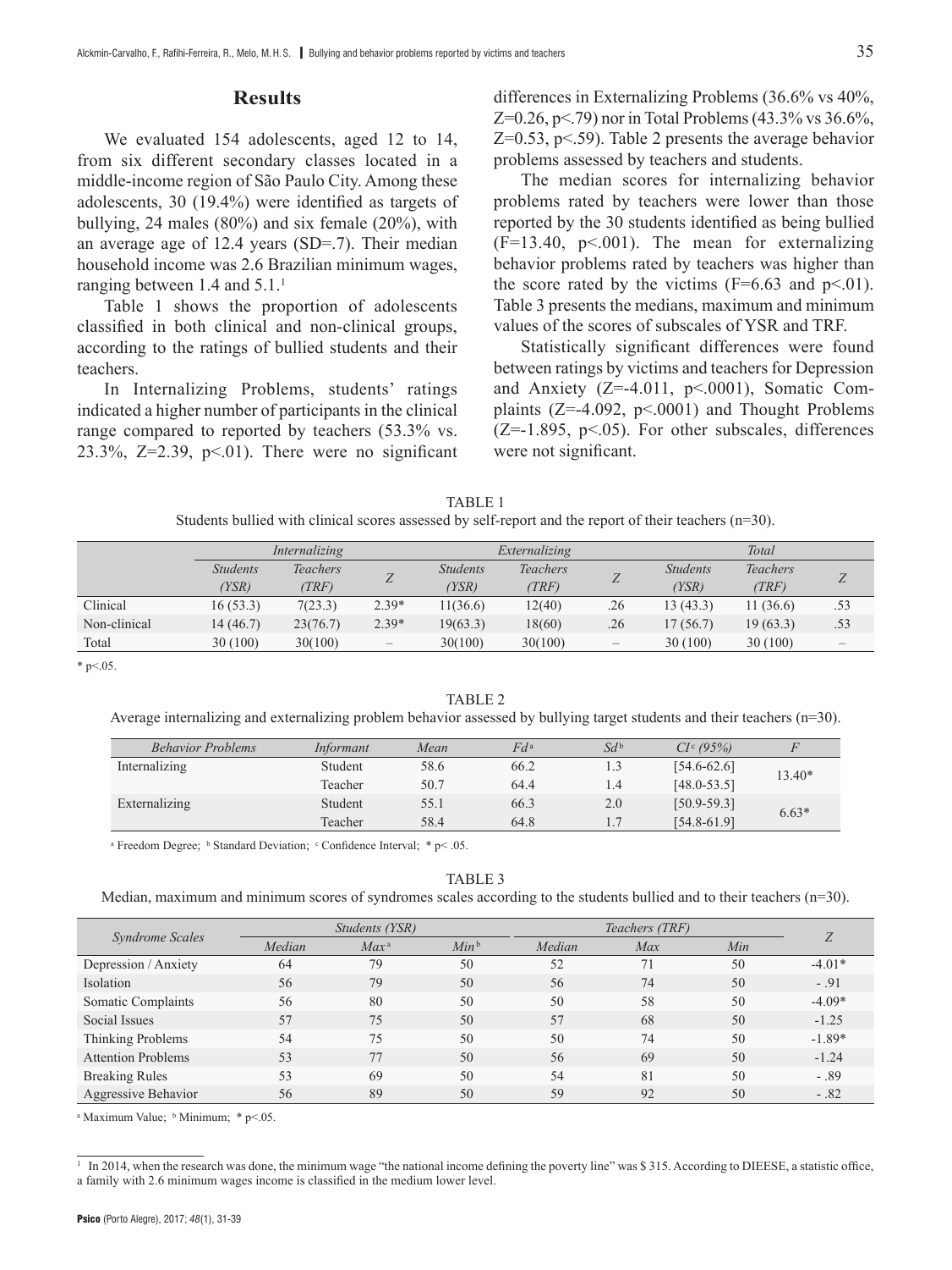## Results

We evaluated 154 adolescents, aged 12 to 14, from six different secondary classes located in a middle-income region of São Paulo City. Among these adolescents, 30 (19.4%) were identified as targets of bullying, 24 males (80%) and six female (20%), with an average age of 12.4 years (SD=.7). Their median household income was 2.6 Brazilian minimum wages, ranging between 1.4 and 5.1.[1]

Table 1 shows the proportion of adolescents classified in both clinical and non-clinical groups, according to the ratings of bullied students and their teachers.

In Internalizing Problems, students' ratings indicated a higher number of participants in the clinical range compared to reported by teachers (53.3% vs. 23.3%, Z=2.39, p<.01). There were no significant differences in Externalizing Problems (36.6% vs 40%, Z=0.26, p<.79) nor in Total Problems (43.3% vs 36.6%, Z=0.53, p<.59). Table 2 presents the average behavior problems assessed by teachers and students.

The median scores for internalizing behavior problems rated by teachers were lower than those reported by the 30 students identified as being bullied (F=13.40, p<.001). The mean for externalizing behavior problems rated by teachers was higher than the score rated by the victims (F=6.63 and p<.01). Table 3 presents the medians, maximum and minimum values of the scores of subscales of YSR and TRF.

Statistically significant differences were found between ratings by victims and teachers for Depression and Anxiety (Z=-4.011, p<.0001), Somatic Complaints (Z=-4.092, p<.0001) and Thought Problems (Z=-1.895, p<.05). For other subscales, differences were not significant.

TABLE 1
Students bullied with clinical scores assessed by self-report and the report of their teachers (n=30).

| | *Internalizing* | | | *Externalizing* | | | *Total* | | |
|---|---|---|---|---|---|---|---|---|---|
| | *Students (YSR)* | *Teachers (TRF)* | *Z* | *Students (YSR)* | *Teachers (TRF)* | *Z* | *Students (YSR)* | *Teachers (TRF)* | *Z* |
| Clinical | 16 (53.3) | 7(23.3) | 2.39* | 11(36.6) | 12(40) | .26 | 13 (43.3) | 11 (36.6) | .53 |
| Non-clinical | 14 (46.7) | 23(76.7) | 2.39* | 19(63.3) | 18(60) | .26 | 17 (56.7) | 19 (63.3) | .53 |
| Total | 30 (100) | 30(100) | – | 30(100) | 30(100) | – | 30 (100) | 30 (100) | – |

\* p<.05.

TABLE 2
Average internalizing and externalizing problem behavior assessed by bullying target students and their teachers (n=30).

| *Behavior Problems* | *Informant* | *Mean* | *Fd*[a] | *Sd*[b] | *CI*[c] *(95%)* | *F* |
|---|---|---|---|---|---|---|
| Internalizing | Student | 58.6 | 66.2 | 1.3 | [54.6-62.6] | 13.40* |
| | Teacher | 50.7 | 64.4 | 1.4 | [48.0-53.5] | |
| Externalizing | Student | 55.1 | 66.3 | 2.0 | [50.9-59.3] | 6.63* |
| | Teacher | 58.4 | 64.8 | 1.7 | [54.8-61.9] | |

[a] Freedom Degree; [b] Standard Deviation; [c] Confidence Interval; * p< .05.

TABLE 3
Median, maximum and minimum scores of syndromes scales according to the students bullied and to their teachers (n=30).

| *Syndrome Scales* | *Students (YSR)* | | | *Teachers (TRF)* | | | *Z* |
|---|---|---|---|---|---|---|---|
| | *Median* | *Max*[a] | *Min*[b] | *Median* | *Max* | *Min* | |
| Depression / Anxiety | 64 | 79 | 50 | 52 | 71 | 50 | -4.01* |
| Isolation | 56 | 79 | 50 | 56 | 74 | 50 | - .91 |
| Somatic Complaints | 56 | 80 | 50 | 50 | 58 | 50 | -4.09* |
| Social Issues | 57 | 75 | 50 | 57 | 68 | 50 | -1.25 |
| Thinking Problems | 54 | 75 | 50 | 50 | 74 | 50 | -1.89* |
| Attention Problems | 53 | 77 | 50 | 56 | 69 | 50 | -1.24 |
| Breaking Rules | 53 | 69 | 50 | 54 | 81 | 50 | - .89 |
| Aggressive Behavior | 56 | 89 | 50 | 59 | 92 | 50 | - .82 |

[a] Maximum Value; [b] Minimum; * p<.05.

[1] In 2014, when the research was done, the minimum wage "the national income defining the poverty line" was $ 315. According to DIEESE, a statistic office, a family with 2.6 minimum wages income is classified in the medium lower level.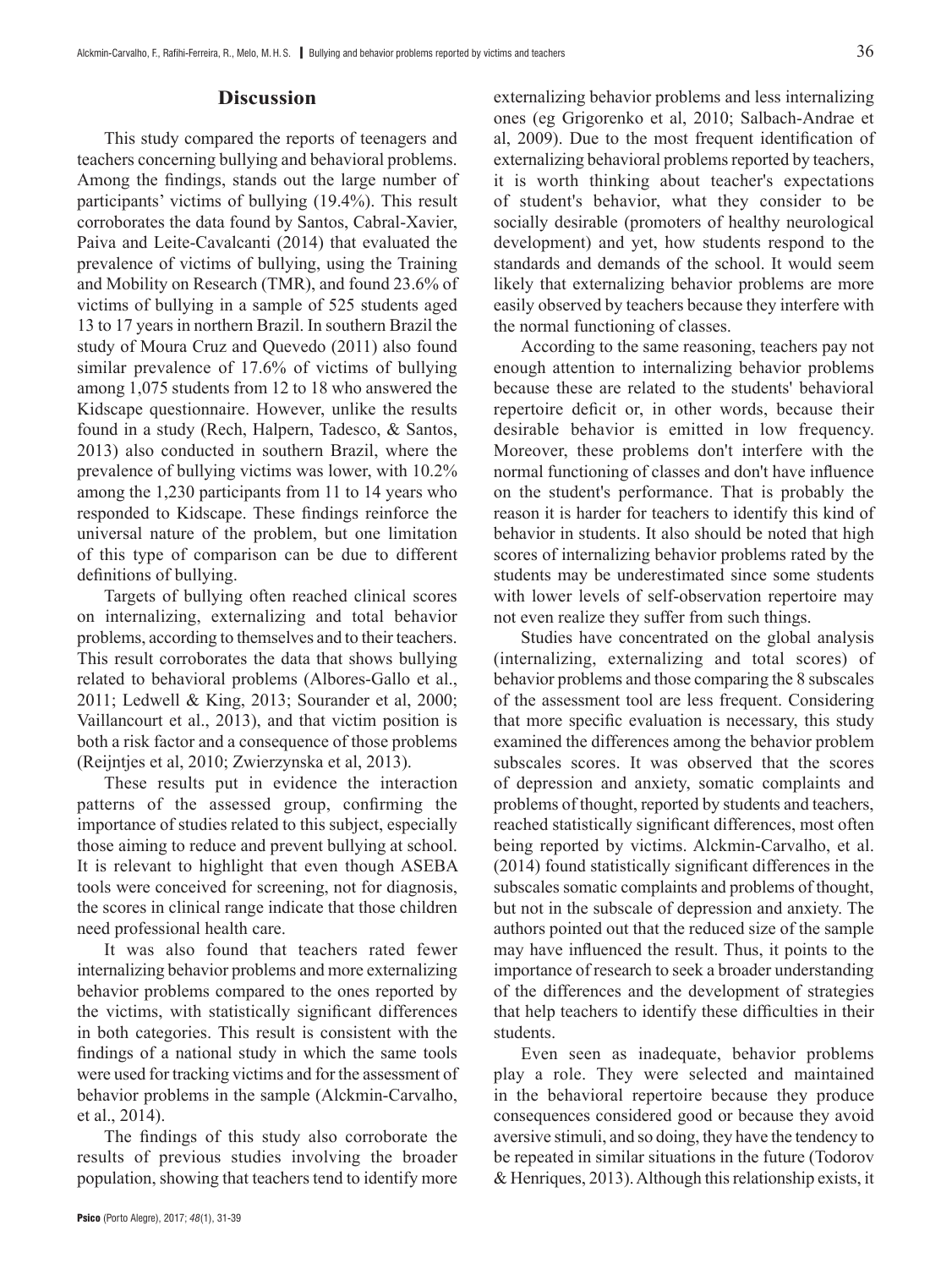## Discussion

This study compared the reports of teenagers and teachers concerning bullying and behavioral problems. Among the findings, stands out the large number of participants' victims of bullying (19.4%). This result corroborates the data found by Santos, Cabral-Xavier, Paiva and Leite-Cavalcanti (2014) that evaluated the prevalence of victims of bullying, using the Training and Mobility on Research (TMR), and found 23.6% of victims of bullying in a sample of 525 students aged 13 to 17 years in northern Brazil. In southern Brazil the study of Moura Cruz and Quevedo (2011) also found similar prevalence of 17.6% of victims of bullying among 1,075 students from 12 to 18 who answered the Kidscape questionnaire. However, unlike the results found in a study (Rech, Halpern, Tadesco, & Santos, 2013) also conducted in southern Brazil, where the prevalence of bullying victims was lower, with 10.2% among the 1,230 participants from 11 to 14 years who responded to Kidscape. These findings reinforce the universal nature of the problem, but one limitation of this type of comparison can be due to different definitions of bullying.

Targets of bullying often reached clinical scores on internalizing, externalizing and total behavior problems, according to themselves and to their teachers. This result corroborates the data that shows bullying related to behavioral problems (Albores-Gallo et al., 2011; Ledwell & King, 2013; Sourander et al, 2000; Vaillancourt et al., 2013), and that victim position is both a risk factor and a consequence of those problems (Reijntjes et al, 2010; Zwierzynska et al, 2013).

These results put in evidence the interaction patterns of the assessed group, confirming the importance of studies related to this subject, especially those aiming to reduce and prevent bullying at school. It is relevant to highlight that even though ASEBA tools were conceived for screening, not for diagnosis, the scores in clinical range indicate that those children need professional health care.

It was also found that teachers rated fewer internalizing behavior problems and more externalizing behavior problems compared to the ones reported by the victims, with statistically significant differences in both categories. This result is consistent with the findings of a national study in which the same tools were used for tracking victims and for the assessment of behavior problems in the sample (Alckmin-Carvalho, et al., 2014).

The findings of this study also corroborate the results of previous studies involving the broader population, showing that teachers tend to identify more externalizing behavior problems and less internalizing ones (eg Grigorenko et al, 2010; Salbach-Andrae et al, 2009). Due to the most frequent identification of externalizing behavioral problems reported by teachers, it is worth thinking about teacher's expectations of student's behavior, what they consider to be socially desirable (promoters of healthy neurological development) and yet, how students respond to the standards and demands of the school. It would seem likely that externalizing behavior problems are more easily observed by teachers because they interfere with the normal functioning of classes.

According to the same reasoning, teachers pay not enough attention to internalizing behavior problems because these are related to the students' behavioral repertoire deficit or, in other words, because their desirable behavior is emitted in low frequency. Moreover, these problems don't interfere with the normal functioning of classes and don't have influence on the student's performance. That is probably the reason it is harder for teachers to identify this kind of behavior in students. It also should be noted that high scores of internalizing behavior problems rated by the students may be underestimated since some students with lower levels of self-observation repertoire may not even realize they suffer from such things.

Studies have concentrated on the global analysis (internalizing, externalizing and total scores) of behavior problems and those comparing the 8 subscales of the assessment tool are less frequent. Considering that more specific evaluation is necessary, this study examined the differences among the behavior problem subscales scores. It was observed that the scores of depression and anxiety, somatic complaints and problems of thought, reported by students and teachers, reached statistically significant differences, most often being reported by victims. Alckmin-Carvalho, et al. (2014) found statistically significant differences in the subscales somatic complaints and problems of thought, but not in the subscale of depression and anxiety. The authors pointed out that the reduced size of the sample may have influenced the result. Thus, it points to the importance of research to seek a broader understanding of the differences and the development of strategies that help teachers to identify these difficulties in their students.

Even seen as inadequate, behavior problems play a role. They were selected and maintained in the behavioral repertoire because they produce consequences considered good or because they avoid aversive stimuli, and so doing, they have the tendency to be repeated in similar situations in the future (Todorov & Henriques, 2013). Although this relationship exists, it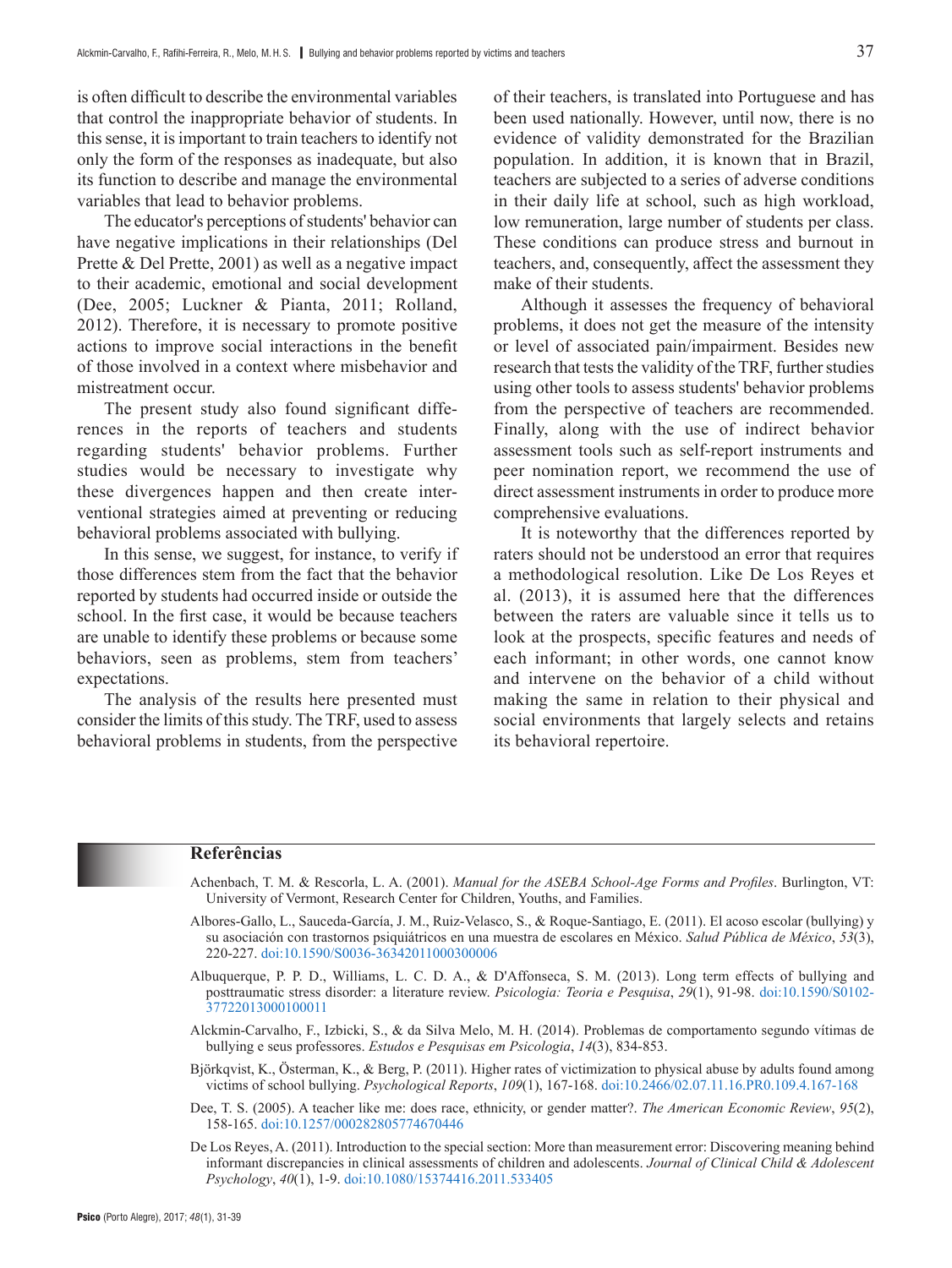is often difficult to describe the environmental variables that control the inappropriate behavior of students. In this sense, it is important to train teachers to identify not only the form of the responses as inadequate, but also its function to describe and manage the environmental variables that lead to behavior problems.

The educator's perceptions of students' behavior can have negative implications in their relationships (Del Prette & Del Prette, 2001) as well as a negative impact to their academic, emotional and social development (Dee, 2005; Luckner & Pianta, 2011; Rolland, 2012). Therefore, it is necessary to promote positive actions to improve social interactions in the benefit of those involved in a context where misbehavior and mistreatment occur.

The present study also found significant differences in the reports of teachers and students regarding students' behavior problems. Further studies would be necessary to investigate why these divergences happen and then create interventional strategies aimed at preventing or reducing behavioral problems associated with bullying.

In this sense, we suggest, for instance, to verify if those differences stem from the fact that the behavior reported by students had occurred inside or outside the school. In the first case, it would be because teachers are unable to identify these problems or because some behaviors, seen as problems, stem from teachers' expectations.

The analysis of the results here presented must consider the limits of this study. The TRF, used to assess behavioral problems in students, from the perspective of their teachers, is translated into Portuguese and has been used nationally. However, until now, there is no evidence of validity demonstrated for the Brazilian population. In addition, it is known that in Brazil, teachers are subjected to a series of adverse conditions in their daily life at school, such as high workload, low remuneration, large number of students per class. These conditions can produce stress and burnout in teachers, and, consequently, affect the assessment they make of their students.

Although it assesses the frequency of behavioral problems, it does not get the measure of the intensity or level of associated pain/impairment. Besides new research that tests the validity of the TRF, further studies using other tools to assess students' behavior problems from the perspective of teachers are recommended. Finally, along with the use of indirect behavior assessment tools such as self-report instruments and peer nomination report, we recommend the use of direct assessment instruments in order to produce more comprehensive evaluations.

It is noteworthy that the differences reported by raters should not be understood an error that requires a methodological resolution. Like De Los Reyes et al. (2013), it is assumed here that the differences between the raters are valuable since it tells us to look at the prospects, specific features and needs of each informant; in other words, one cannot know and intervene on the behavior of a child without making the same in relation to their physical and social environments that largely selects and retains its behavioral repertoire.

## Referências

Achenbach, T. M. & Rescorla, L. A. (2001). *Manual for the ASEBA School-Age Forms and Profiles*. Burlington, VT: University of Vermont, Research Center for Children, Youths, and Families.

Albores-Gallo, L., Sauceda-García, J. M., Ruiz-Velasco, S., & Roque-Santiago, E. (2011). El acoso escolar (bullying) y su asociación con trastornos psiquiátricos en una muestra de escolares en México. *Salud Pública de México*, *53*(3), 220-227. doi:10.1590/S0036-36342011000300006

Albuquerque, P. P. D., Williams, L. C. D. A., & D'Affonseca, S. M. (2013). Long term effects of bullying and posttraumatic stress disorder: a literature review. *Psicologia: Teoria e Pesquisa*, *29*(1), 91-98. doi:10.1590/S0102-37722013000100011

Alckmin-Carvalho, F., Izbicki, S., & da Silva Melo, M. H. (2014). Problemas de comportamento segundo vítimas de bullying e seus professores. *Estudos e Pesquisas em Psicologia*, *14*(3), 834-853.

Björkqvist, K., Österman, K., & Berg, P. (2011). Higher rates of victimization to physical abuse by adults found among victims of school bullying. *Psychological Reports*, *109*(1), 167-168. doi:10.2466/02.07.11.16.PR0.109.4.167-168

Dee, T. S. (2005). A teacher like me: does race, ethnicity, or gender matter?. *The American Economic Review*, *95*(2), 158-165. doi:10.1257/000282805774670446

De Los Reyes, A. (2011). Introduction to the special section: More than measurement error: Discovering meaning behind informant discrepancies in clinical assessments of children and adolescents. *Journal of Clinical Child & Adolescent Psychology*, *40*(1), 1-9. doi:10.1080/15374416.2011.533405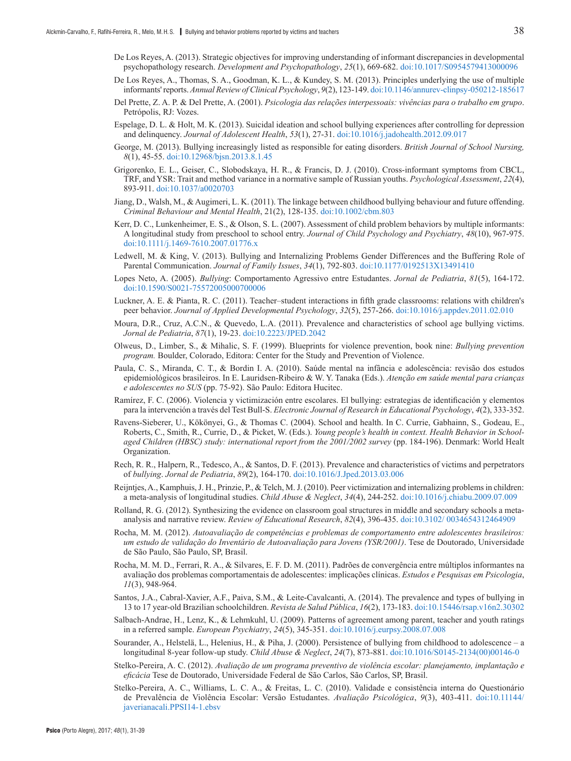De Los Reyes, A. (2013). Strategic objectives for improving understanding of informant discrepancies in developmental psychopathology research. *Development and Psychopathology*, *25*(1), 669-682. doi:10.1017/S0954579413000096

De Los Reyes, A., Thomas, S. A., Goodman, K. L., & Kundey, S. M. (2013). Principles underlying the use of multiple informants' reports. *Annual Review of Clinical Psychology*, *9*(2), 123-149. doi:10.1146/annurev-clinpsy-050212-185617

Del Prette, Z. A. P. & Del Prette, A. (2001). *Psicologia das relações interpessoais: vivências para o trabalho em grupo*. Petrópolis, RJ: Vozes.

Espelage, D. L. & Holt, M. K. (2013). Suicidal ideation and school bullying experiences after controlling for depression and delinquency. *Journal of Adolescent Health*, *53*(1), 27-31. doi:10.1016/j.jadohealth.2012.09.017

George, M. (2013). Bullying increasingly listed as responsible for eating disorders. *British Journal of School Nursing, 8*(1), 45-55. doi:10.12968/bjsn.2013.8.1.45

Grigorenko, E. L., Geiser, C., Slobodskaya, H. R., & Francis, D. J. (2010). Cross-informant symptoms from CBCL, TRF, and YSR: Trait and method variance in a normative sample of Russian youths. *Psychological Assessment*, *22*(4), 893-911. doi:10.1037/a0020703

Jiang, D., Walsh, M., & Augimeri, L. K. (2011). The linkage between childhood bullying behaviour and future offending. *Criminal Behaviour and Mental Health*, 21(2), 128-135. doi:10.1002/cbm.803

Kerr, D. C., Lunkenheimer, E. S., & Olson, S. L. (2007). Assessment of child problem behaviors by multiple informants: A longitudinal study from preschool to school entry. *Journal of Child Psychology and Psychiatry*, *48*(10), 967-975. doi:10.1111/j.1469-7610.2007.01776.x

Ledwell, M. & King, V. (2013). Bullying and Internalizing Problems Gender Differences and the Buffering Role of Parental Communication. *Journal of Family Issues*, *34*(1), 792-803. doi:10.1177/0192513X13491410

Lopes Neto, A. (2005). *Bullying*: Comportamento Agressivo entre Estudantes. *Jornal de Pediatria*, *81*(5), 164-172. doi:10.1590/S0021-75572005000700006

Luckner, A. E. & Pianta, R. C. (2011). Teacher–student interactions in fifth grade classrooms: relations with children's peer behavior. *Journal of Applied Developmental Psychology*, *32*(5), 257-266. doi:10.1016/j.appdev.2011.02.010

Moura, D.R., Cruz, A.C.N., & Quevedo, L.A. (2011). Prevalence and characteristics of school age bullying victims. *Jornal de Pediatria*, *87*(1), 19-23. doi:10.2223/JPED.2042

Olweus, D., Limber, S., & Mihalic, S. F. (1999). Blueprints for violence prevention, book nine: *Bullying prevention program.* Boulder, Colorado, Editora: Center for the Study and Prevention of Violence.

Paula, C. S., Miranda, C. T., & Bordin I. A. (2010). Saúde mental na infância e adolescência: revisão dos estudos epidemiológicos brasileiros. In E. Lauridsen-Ribeiro & W. Y. Tanaka (Eds.). *Atenção em saúde mental para crianças e adolescentes no SUS* (pp. 75-92). São Paulo: Editora Hucitec.

Ramírez, F. C. (2006). Violencia y victimización entre escolares. El bullying: estrategias de identificación y elementos para la intervención a través del Test Bull-S. *Electronic Journal of Research in Educational Psychology*, *4*(2), 333-352.

Ravens-Sieberer, U., Kökönyei, G., & Thomas C. (2004). School and health. In C. Currie, Gabhainn, S., Godeau, E., Roberts, C., Smith, R., Currie, D., & Picket, W. (Eds.). *Young people's health in context. Health Behavior in School-aged Children (HBSC) study: international report from the 2001/2002 survey* (pp. 184-196). Denmark: World Healt Organization.

Rech, R. R., Halpern, R., Tedesco, A., & Santos, D. F. (2013). Prevalence and characteristics of victims and perpetrators of *bullying*. *Jornal de Pediatria*, *89*(2), 164-170. doi:10.1016/J.Jped.2013.03.006

Reijntjes, A., Kamphuis, J. H., Prinzie, P., & Telch, M. J. (2010). Peer victimization and internalizing problems in children: a meta-analysis of longitudinal studies. *Child Abuse & Neglect*, *34*(4), 244-252. doi:10.1016/j.chiabu.2009.07.009

Rolland, R. G. (2012). Synthesizing the evidence on classroom goal structures in middle and secondary schools a meta-analysis and narrative review. *Review of Educational Research*, *82*(4), 396-435. doi:10.3102/ 0034654312464909

Rocha, M. M. (2012). *Autoavaliação de competências e problemas de comportamento entre adolescentes brasileiros: um estudo de validação do Inventário de Autoavaliação para Jovens (YSR/2001)*. Tese de Doutorado, Universidade de São Paulo, São Paulo, SP, Brasil.

Rocha, M. M. D., Ferrari, R. A., & Silvares, E. F. D. M. (2011). Padrões de convergência entre múltiplos informantes na avaliação dos problemas comportamentais de adolescentes: implicações clínicas. *Estudos e Pesquisas em Psicologia*, *11*(3), 948-964.

Santos, J.A., Cabral-Xavier, A.F., Paiva, S.M., & Leite-Cavalcanti, A. (2014). The prevalence and types of bullying in 13 to 17 year-old Brazilian schoolchildren. *Revista de Salud Pública*, *16*(2), 173-183. doi:10.15446/rsap.v16n2.30302

Salbach-Andrae, H., Lenz, K., & Lehmkuhl, U. (2009). Patterns of agreement among parent, teacher and youth ratings in a referred sample. *European Psychiatry*, *24*(5), 345-351. doi:10.1016/j.eurpsy.2008.07.008

Sourander, A., Helstelä, L., Helenius, H., & Piha, J. (2000). Persistence of bullying from childhood to adolescence – a longitudinal 8-year follow-up study. *Child Abuse & Neglect*, *24*(7), 873-881. doi:10.1016/S0145-2134(00)00146-0

Stelko-Pereira, A. C. (2012). *Avaliação de um programa preventivo de violência escolar: planejamento, implantação e eficácia* Tese de Doutorado, Universidade Federal de São Carlos, São Carlos, SP, Brasil.

Stelko-Pereira, A. C., Williams, L. C. A., & Freitas, L. C. (2010). Validade e consistência interna do Questionário de Prevalência de Violência Escolar: Versão Estudantes. *Avaliação Psicológica*, *9*(3), 403-411. doi:10.11144/javerianacali.PPSI14-1.ebsv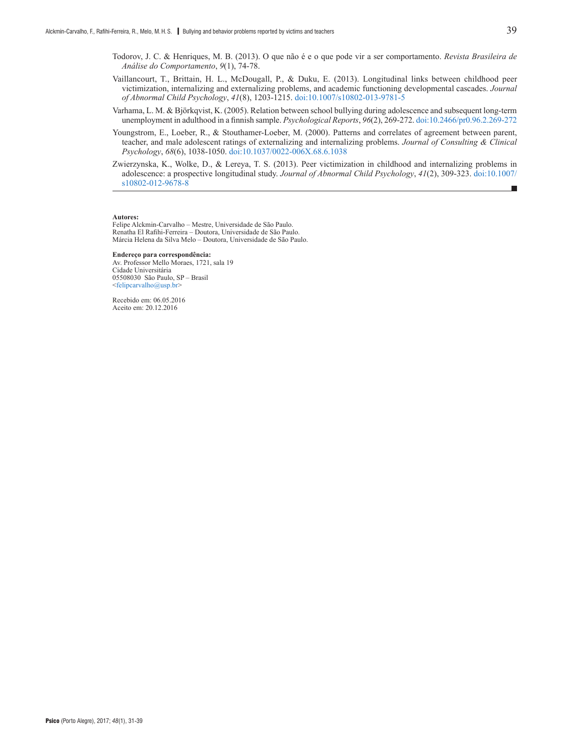Todorov, J. C. & Henriques, M. B. (2013). O que não é e o que pode vir a ser comportamento. *Revista Brasileira de Análise do Comportamento*, *9*(1), 74-78.

Vaillancourt, T., Brittain, H. L., McDougall, P., & Duku, E. (2013). Longitudinal links between childhood peer victimization, internalizing and externalizing problems, and academic functioning developmental cascades. *Journal of Abnormal Child Psychology*, *41*(8), 1203-1215. doi:10.1007/s10802-013-9781-5

Varhama, L. M. & Björkqvist, K. (2005). Relation between school bullying during adolescence and subsequent long-term unemployment in adulthood in a finnish sample. *Psychological Reports*, *96*(2), 269-272. doi:10.2466/pr0.96.2.269-272

Youngstrom, E., Loeber, R., & Stouthamer-Loeber, M. (2000). Patterns and correlates of agreement between parent, teacher, and male adolescent ratings of externalizing and internalizing problems. *Journal of Consulting & Clinical Psychology*, *68*(6), 1038-1050. doi:10.1037/0022-006X.68.6.1038

Zwierzynska, K., Wolke, D., & Lereya, T. S. (2013). Peer victimization in childhood and internalizing problems in adolescence: a prospective longitudinal study. *Journal of Abnormal Child Psychology*, *41*(2), 309-323. doi:10.1007/s10802-012-9678-8

**Autores:**
Felipe Alckmin-Carvalho – Mestre, Universidade de São Paulo.
Renatha El Rafihi-Ferreira – Doutora, Universidade de São Paulo.
Márcia Helena da Silva Melo – Doutora, Universidade de São Paulo.

**Endereço para correspondência:**
Av. Professor Mello Moraes, 1721, sala 19
Cidade Universitária
05508030 São Paulo, SP – Brasil
<felipcarvalho@usp.br>

Recebido em: 06.05.2016
Aceito em: 20.12.2016